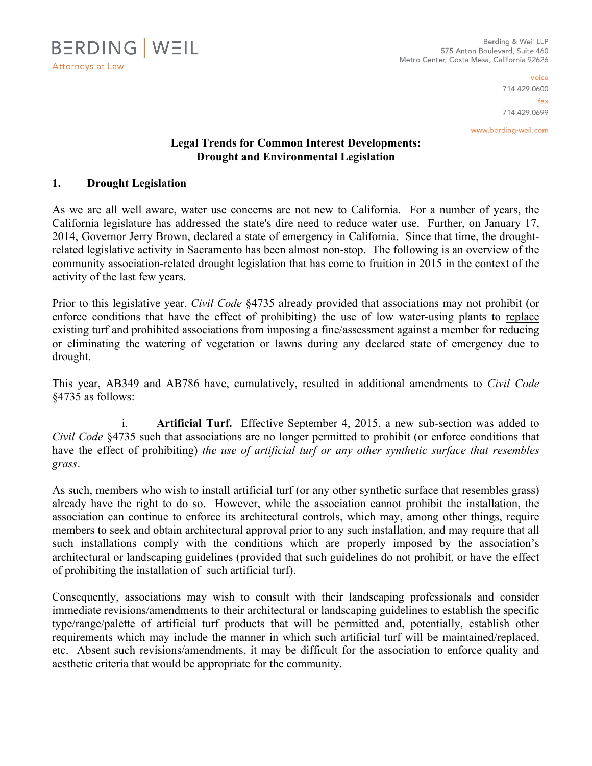BERDING | WEIL
Attorneys at Law

Berding & Weil LLP
575 Anton Boulevard, Suite 460
Metro Center, Costa Mesa, California 92626

voice
714.429.0600
fax
714.429.0699

www.berding-weil.com

**Legal Trends for Common Interest Developments:**
**Drought and Environmental Legislation**

## 1. <u>Drought Legislation</u>

As we are all well aware, water use concerns are not new to California. For a number of years, the California legislature has addressed the state's dire need to reduce water use. Further, on January 17, 2014, Governor Jerry Brown, declared a state of emergency in California. Since that time, the drought-related legislative activity in Sacramento has been almost non-stop. The following is an overview of the community association-related drought legislation that has come to fruition in 2015 in the context of the activity of the last few years.

Prior to this legislative year, *Civil Code* §4735 already provided that associations may not prohibit (or enforce conditions that have the effect of prohibiting) the use of low water-using plants to <u>replace existing turf</u> and prohibited associations from imposing a fine/assessment against a member for reducing or eliminating the watering of vegetation or lawns during any declared state of emergency due to drought.

This year, AB349 and AB786 have, cumulatively, resulted in additional amendments to *Civil Code* §4735 as follows:

i. **Artificial Turf.** Effective September 4, 2015, a new sub-section was added to *Civil Code* §4735 such that associations are no longer permitted to prohibit (or enforce conditions that have the effect of prohibiting) *the use of artificial turf or any other synthetic surface that resembles grass*.

As such, members who wish to install artificial turf (or any other synthetic surface that resembles grass) already have the right to do so. However, while the association cannot prohibit the installation, the association can continue to enforce its architectural controls, which may, among other things, require members to seek and obtain architectural approval prior to any such installation, and may require that all such installations comply with the conditions which are properly imposed by the association's architectural or landscaping guidelines (provided that such guidelines do not prohibit, or have the effect of prohibiting the installation of such artificial turf).

Consequently, associations may wish to consult with their landscaping professionals and consider immediate revisions/amendments to their architectural or landscaping guidelines to establish the specific type/range/palette of artificial turf products that will be permitted and, potentially, establish other requirements which may include the manner in which such artificial turf will be maintained/replaced, etc. Absent such revisions/amendments, it may be difficult for the association to enforce quality and aesthetic criteria that would be appropriate for the community.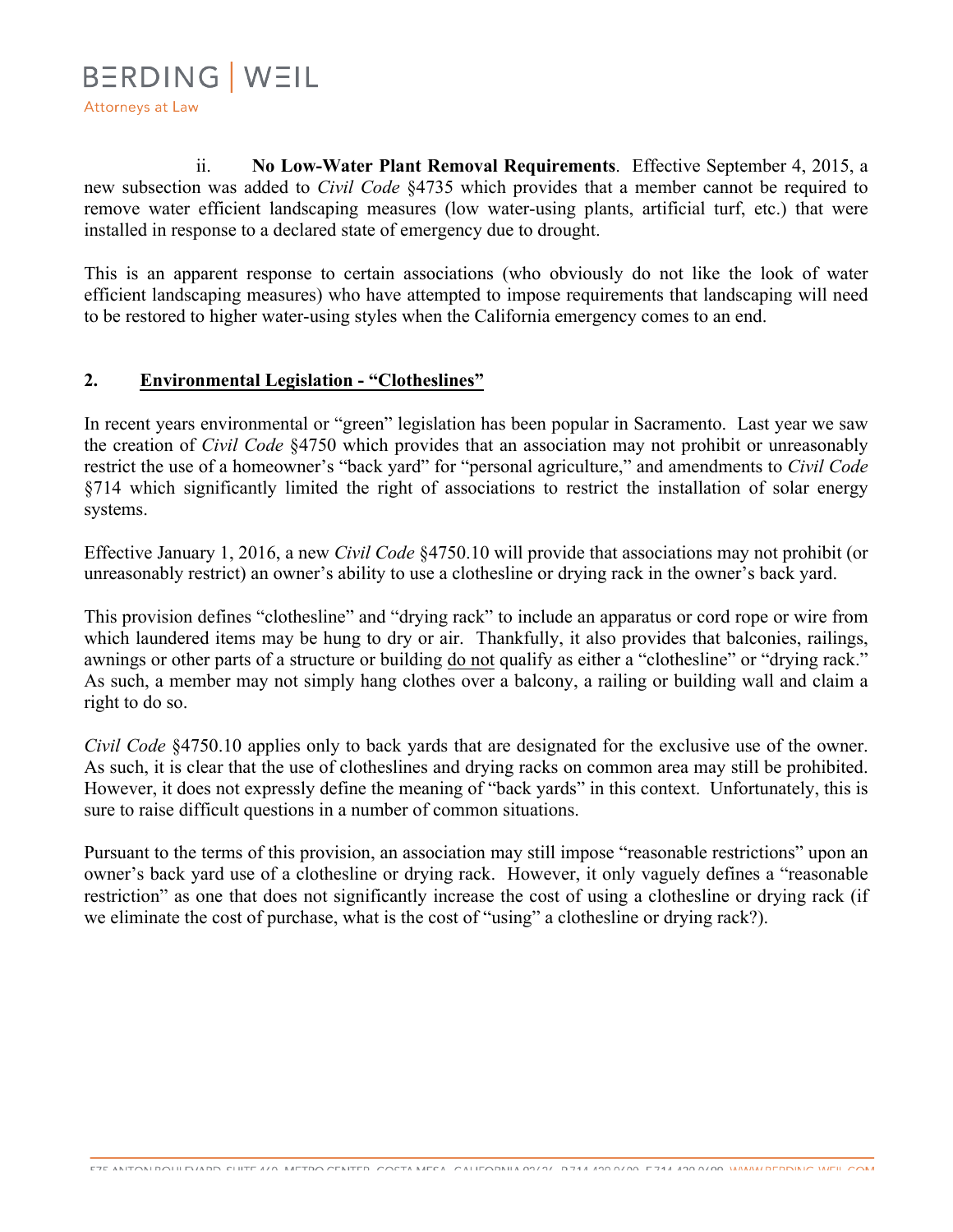ii. **No Low-Water Plant Removal Requirements**. Effective September 4, 2015, a new subsection was added to *Civil Code* §4735 which provides that a member cannot be required to remove water efficient landscaping measures (low water-using plants, artificial turf, etc.) that were installed in response to a declared state of emergency due to drought.

This is an apparent response to certain associations (who obviously do not like the look of water efficient landscaping measures) who have attempted to impose requirements that landscaping will need to be restored to higher water-using styles when the California emergency comes to an end.

## 2. Environmental Legislation - "Clotheslines"

In recent years environmental or "green" legislation has been popular in Sacramento. Last year we saw the creation of *Civil Code* §4750 which provides that an association may not prohibit or unreasonably restrict the use of a homeowner's "back yard" for "personal agriculture," and amendments to *Civil Code* §714 which significantly limited the right of associations to restrict the installation of solar energy systems.

Effective January 1, 2016, a new *Civil Code* §4750.10 will provide that associations may not prohibit (or unreasonably restrict) an owner's ability to use a clothesline or drying rack in the owner's back yard.

This provision defines "clothesline" and "drying rack" to include an apparatus or cord rope or wire from which laundered items may be hung to dry or air. Thankfully, it also provides that balconies, railings, awnings or other parts of a structure or building do not qualify as either a "clothesline" or "drying rack." As such, a member may not simply hang clothes over a balcony, a railing or building wall and claim a right to do so.

*Civil Code* §4750.10 applies only to back yards that are designated for the exclusive use of the owner. As such, it is clear that the use of clotheslines and drying racks on common area may still be prohibited. However, it does not expressly define the meaning of "back yards" in this context. Unfortunately, this is sure to raise difficult questions in a number of common situations.

Pursuant to the terms of this provision, an association may still impose "reasonable restrictions" upon an owner's back yard use of a clothesline or drying rack. However, it only vaguely defines a "reasonable restriction" as one that does not significantly increase the cost of using a clothesline or drying rack (if we eliminate the cost of purchase, what is the cost of "using" a clothesline or drying rack?).